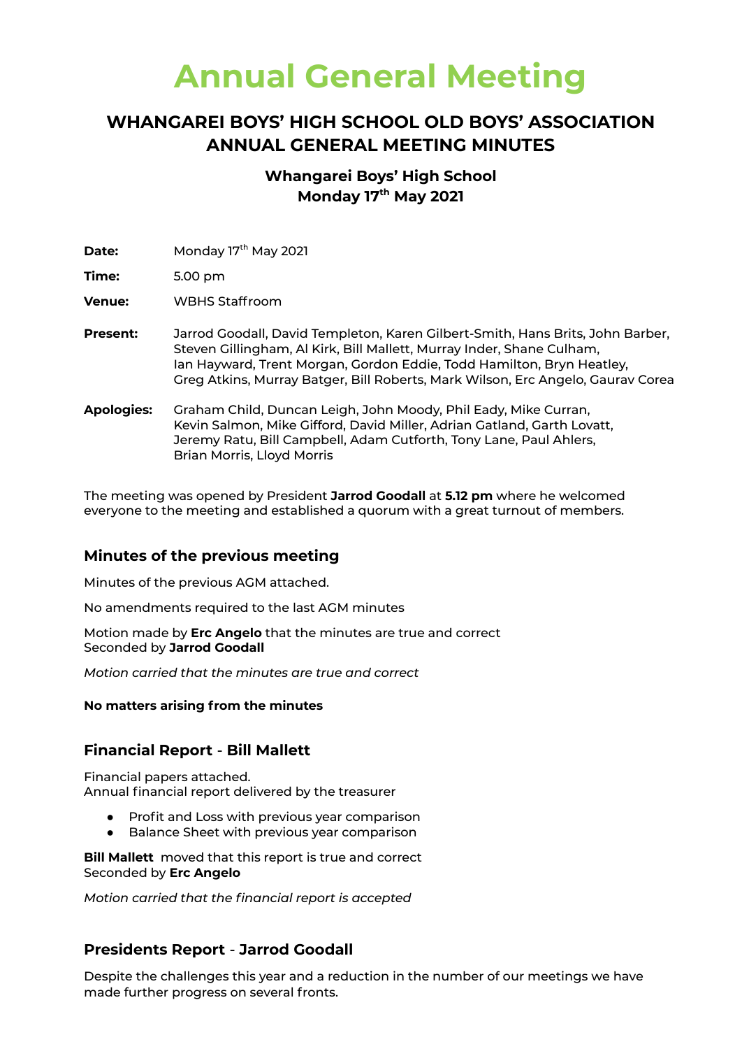# Annual General Meeting

## WHANGAREI BOYS' HIGH SCHOOL OLD BOYS' ASSOCIATION ANNUAL GENERAL MEETING MINUTES

### Whangarei Boys' High School
### Monday 17th May 2021

**Date:** Monday 17th May 2021

**Time:** 5.00 pm

**Venue:** WBHS Staffroom

**Present:** Jarrod Goodall, David Templeton, Karen Gilbert-Smith, Hans Brits, John Barber, Steven Gillingham, Al Kirk, Bill Mallett, Murray Inder, Shane Culham, Ian Hayward, Trent Morgan, Gordon Eddie, Todd Hamilton, Bryn Heatley, Greg Atkins, Murray Batger, Bill Roberts, Mark Wilson, Erc Angelo, Gaurav Corea

**Apologies:** Graham Child, Duncan Leigh, John Moody, Phil Eady, Mike Curran, Kevin Salmon, Mike Gifford, David Miller, Adrian Gatland, Garth Lovatt, Jeremy Ratu, Bill Campbell, Adam Cutforth, Tony Lane, Paul Ahlers, Brian Morris, Lloyd Morris

The meeting was opened by President **Jarrod Goodall** at **5.12 pm** where he welcomed everyone to the meeting and established a quorum with a great turnout of members.

### Minutes of the previous meeting

Minutes of the previous AGM attached.

No amendments required to the last AGM minutes

Motion made by **Erc Angelo** that the minutes are true and correct
Seconded by **Jarrod Goodall**

*Motion carried that the minutes are true and correct*

**No matters arising from the minutes**

### Financial Report - Bill Mallett

Financial papers attached.
Annual financial report delivered by the treasurer

- Profit and Loss with previous year comparison
- Balance Sheet with previous year comparison

**Bill Mallett** moved that this report is true and correct
Seconded by **Erc Angelo**

*Motion carried that the financial report is accepted*

### Presidents Report - Jarrod Goodall

Despite the challenges this year and a reduction in the number of our meetings we have made further progress on several fronts.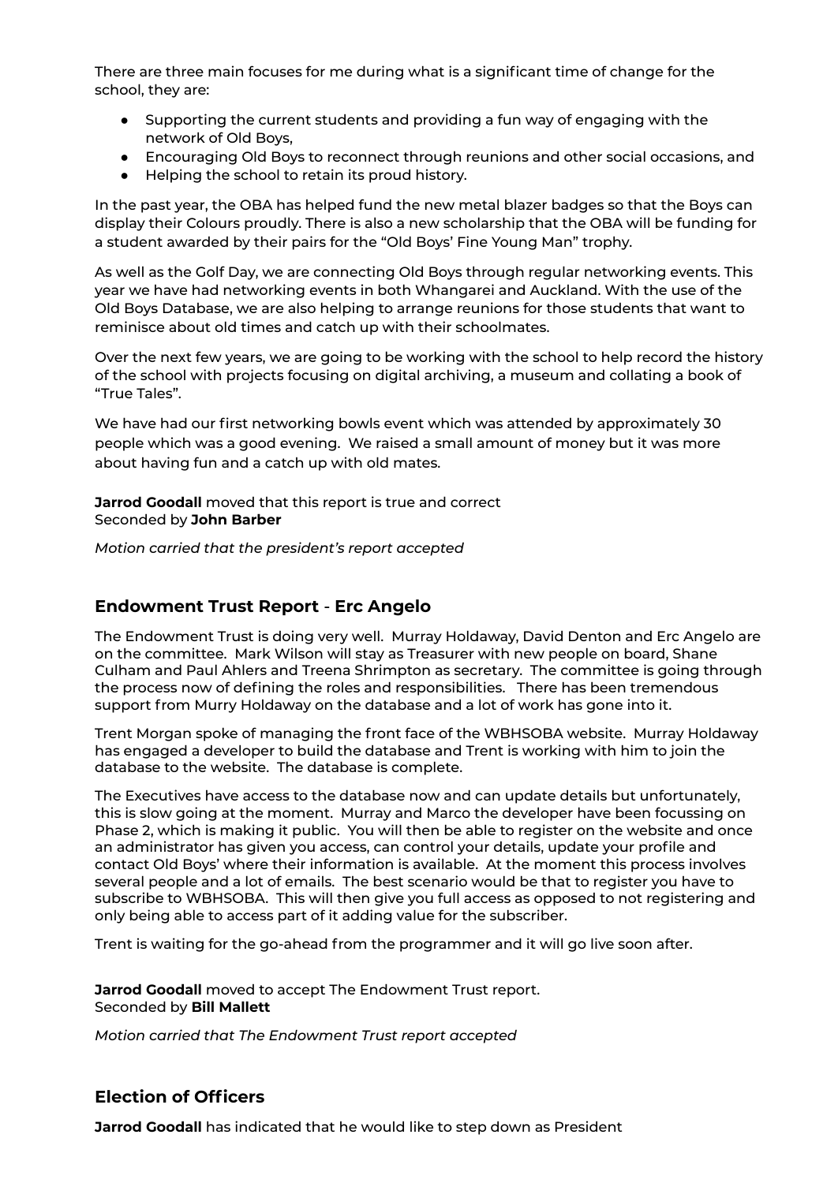There are three main focuses for me during what is a significant time of change for the school, they are:

- Supporting the current students and providing a fun way of engaging with the network of Old Boys,
- Encouraging Old Boys to reconnect through reunions and other social occasions, and
- Helping the school to retain its proud history.

In the past year, the OBA has helped fund the new metal blazer badges so that the Boys can display their Colours proudly. There is also a new scholarship that the OBA will be funding for a student awarded by their pairs for the "Old Boys' Fine Young Man" trophy.

As well as the Golf Day, we are connecting Old Boys through regular networking events. This year we have had networking events in both Whangarei and Auckland. With the use of the Old Boys Database, we are also helping to arrange reunions for those students that want to reminisce about old times and catch up with their schoolmates.

Over the next few years, we are going to be working with the school to help record the history of the school with projects focusing on digital archiving, a museum and collating a book of "True Tales".

We have had our first networking bowls event which was attended by approximately 30 people which was a good evening. We raised a small amount of money but it was more about having fun and a catch up with old mates.

**Jarrod Goodall** moved that this report is true and correct
Seconded by **John Barber**

*Motion carried that the president's report accepted*

## Endowment Trust Report - Erc Angelo

The Endowment Trust is doing very well. Murray Holdaway, David Denton and Erc Angelo are on the committee. Mark Wilson will stay as Treasurer with new people on board, Shane Culham and Paul Ahlers and Treena Shrimpton as secretary. The committee is going through the process now of defining the roles and responsibilities. There has been tremendous support from Murry Holdaway on the database and a lot of work has gone into it.

Trent Morgan spoke of managing the front face of the WBHSOBA website. Murray Holdaway has engaged a developer to build the database and Trent is working with him to join the database to the website. The database is complete.

The Executives have access to the database now and can update details but unfortunately, this is slow going at the moment. Murray and Marco the developer have been focussing on Phase 2, which is making it public. You will then be able to register on the website and once an administrator has given you access, can control your details, update your profile and contact Old Boys' where their information is available. At the moment this process involves several people and a lot of emails. The best scenario would be that to register you have to subscribe to WBHSOBA. This will then give you full access as opposed to not registering and only being able to access part of it adding value for the subscriber.

Trent is waiting for the go-ahead from the programmer and it will go live soon after.

**Jarrod Goodall** moved to accept The Endowment Trust report.
Seconded by **Bill Mallett**

*Motion carried that The Endowment Trust report accepted*

## Election of Officers

**Jarrod Goodall** has indicated that he would like to step down as President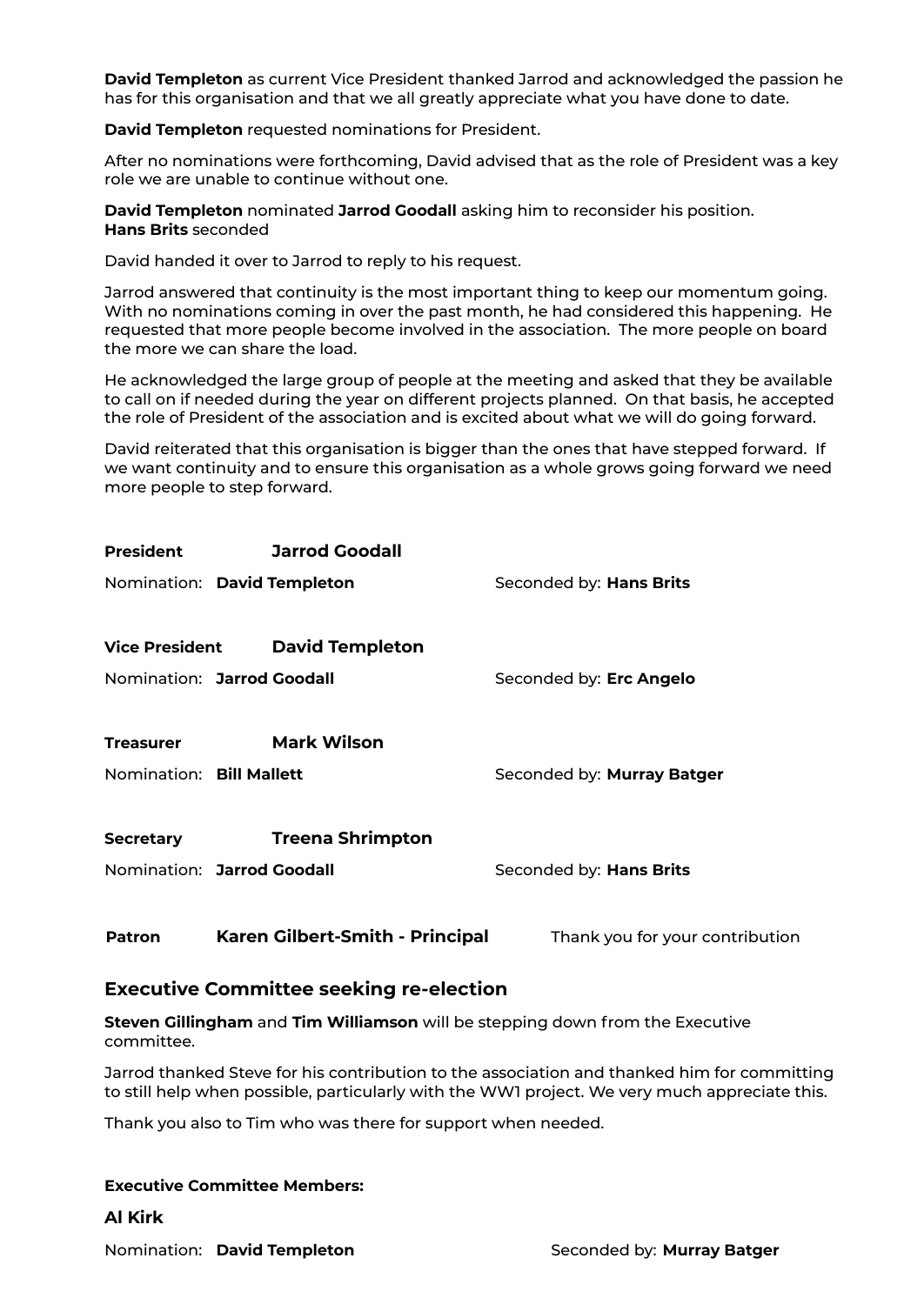**David Templeton** as current Vice President thanked Jarrod and acknowledged the passion he has for this organisation and that we all greatly appreciate what you have done to date.

**David Templeton** requested nominations for President.

After no nominations were forthcoming, David advised that as the role of President was a key role we are unable to continue without one.

**David Templeton** nominated **Jarrod Goodall** asking him to reconsider his position.
**Hans Brits** seconded

David handed it over to Jarrod to reply to his request.

Jarrod answered that continuity is the most important thing to keep our momentum going. With no nominations coming in over the past month, he had considered this happening. He requested that more people become involved in the association. The more people on board the more we can share the load.

He acknowledged the large group of people at the meeting and asked that they be available to call on if needed during the year on different projects planned. On that basis, he accepted the role of President of the association and is excited about what we will do going forward.

David reiterated that this organisation is bigger than the ones that have stepped forward. If we want continuity and to ensure this organisation as a whole grows going forward we need more people to step forward.

**President** **Jarrod Goodall**

Nomination: **David Templeton** Seconded by: **Hans Brits**

**Vice President** **David Templeton**

Nomination: **Jarrod Goodall** Seconded by: **Erc Angelo**

**Treasurer** **Mark Wilson**

Nomination: **Bill Mallett** Seconded by: **Murray Batger**

**Secretary** **Treena Shrimpton**

Nomination: **Jarrod Goodall** Seconded by: **Hans Brits**

**Patron** **Karen Gilbert-Smith - Principal** Thank you for your contribution

## Executive Committee seeking re-election

**Steven Gillingham** and **Tim Williamson** will be stepping down from the Executive committee.

Jarrod thanked Steve for his contribution to the association and thanked him for committing to still help when possible, particularly with the WW1 project. We very much appreciate this.

Thank you also to Tim who was there for support when needed.

**Executive Committee Members:**

**Al Kirk**

Nomination: **David Templeton** Seconded by: **Murray Batger**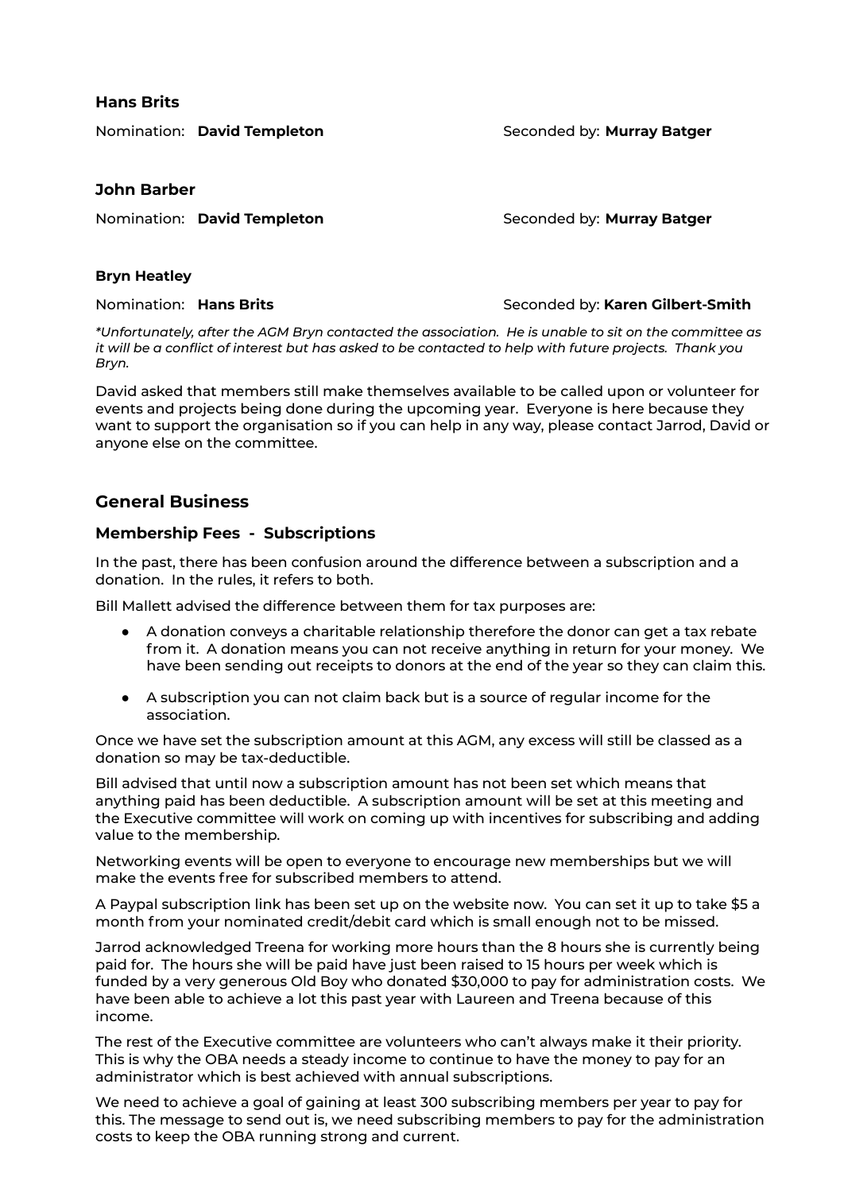**Hans Brits**

Nomination: **David Templeton** Seconded by: **Murray Batger**

**John Barber**

Nomination: **David Templeton** Seconded by: **Murray Batger**

**Bryn Heatley**

Nomination: **Hans Brits** Seconded by: **Karen Gilbert-Smith**

*\*Unfortunately, after the AGM Bryn contacted the association. He is unable to sit on the committee as it will be a conflict of interest but has asked to be contacted to help with future projects. Thank you Bryn.*

David asked that members still make themselves available to be called upon or volunteer for events and projects being done during the upcoming year. Everyone is here because they want to support the organisation so if you can help in any way, please contact Jarrod, David or anyone else on the committee.

## General Business

### Membership Fees - Subscriptions

In the past, there has been confusion around the difference between a subscription and a donation. In the rules, it refers to both.

Bill Mallett advised the difference between them for tax purposes are:

- A donation conveys a charitable relationship therefore the donor can get a tax rebate from it. A donation means you can not receive anything in return for your money. We have been sending out receipts to donors at the end of the year so they can claim this.
- A subscription you can not claim back but is a source of regular income for the association.

Once we have set the subscription amount at this AGM, any excess will still be classed as a donation so may be tax-deductible.

Bill advised that until now a subscription amount has not been set which means that anything paid has been deductible. A subscription amount will be set at this meeting and the Executive committee will work on coming up with incentives for subscribing and adding value to the membership.

Networking events will be open to everyone to encourage new memberships but we will make the events free for subscribed members to attend.

A Paypal subscription link has been set up on the website now. You can set it up to take $5 a month from your nominated credit/debit card which is small enough not to be missed.

Jarrod acknowledged Treena for working more hours than the 8 hours she is currently being paid for. The hours she will be paid have just been raised to 15 hours per week which is funded by a very generous Old Boy who donated $30,000 to pay for administration costs. We have been able to achieve a lot this past year with Laureen and Treena because of this income.

The rest of the Executive committee are volunteers who can't always make it their priority. This is why the OBA needs a steady income to continue to have the money to pay for an administrator which is best achieved with annual subscriptions.

We need to achieve a goal of gaining at least 300 subscribing members per year to pay for this. The message to send out is, we need subscribing members to pay for the administration costs to keep the OBA running strong and current.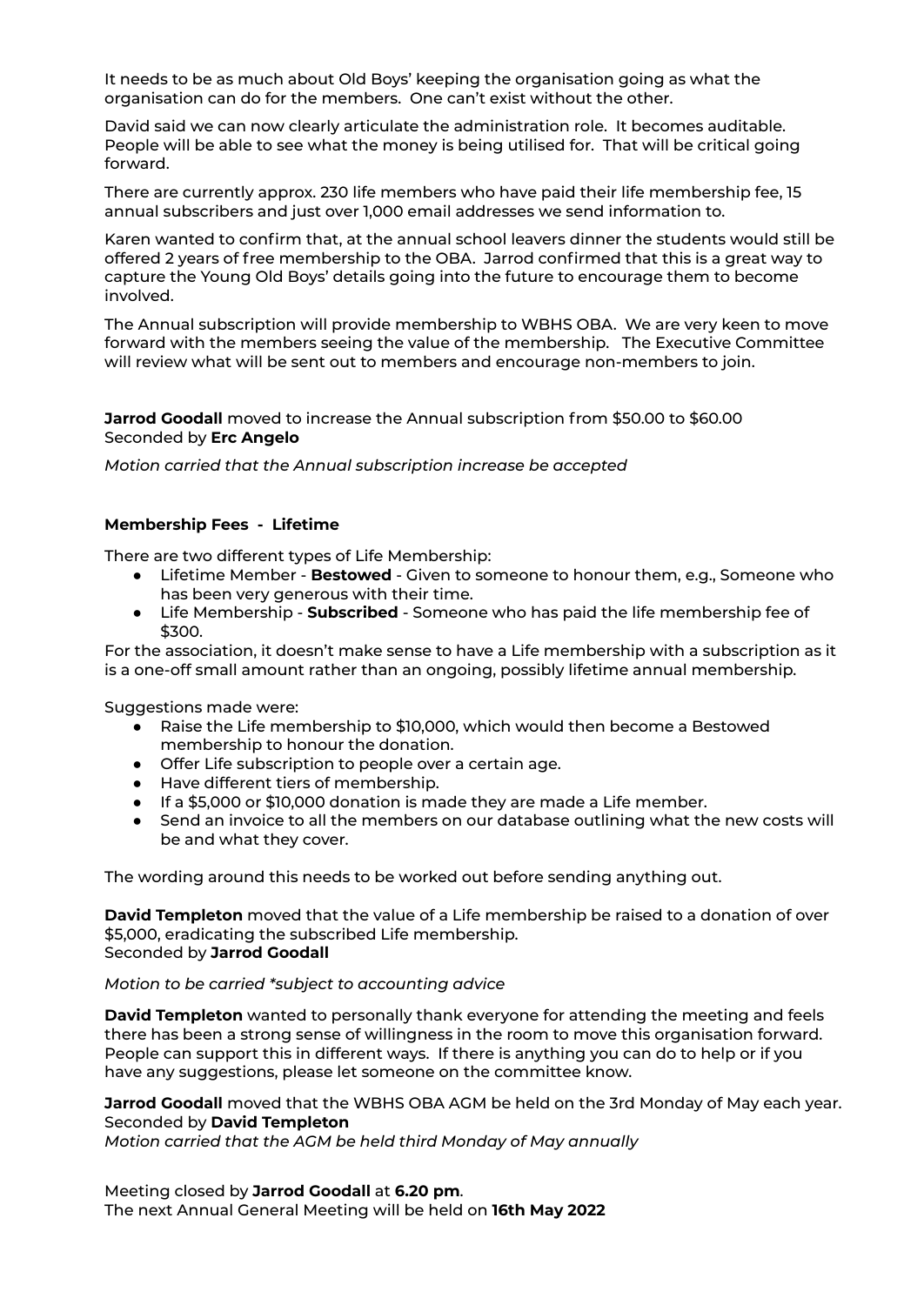It needs to be as much about Old Boys' keeping the organisation going as what the organisation can do for the members. One can't exist without the other.

David said we can now clearly articulate the administration role. It becomes auditable. People will be able to see what the money is being utilised for. That will be critical going forward.

There are currently approx. 230 life members who have paid their life membership fee, 15 annual subscribers and just over 1,000 email addresses we send information to.

Karen wanted to confirm that, at the annual school leavers dinner the students would still be offered 2 years of free membership to the OBA. Jarrod confirmed that this is a great way to capture the Young Old Boys' details going into the future to encourage them to become involved.

The Annual subscription will provide membership to WBHS OBA. We are very keen to move forward with the members seeing the value of the membership. The Executive Committee will review what will be sent out to members and encourage non-members to join.

**Jarrod Goodall** moved to increase the Annual subscription from $50.00 to $60.00
Seconded by **Erc Angelo**

*Motion carried that the Annual subscription increase be accepted*

**Membership Fees - Lifetime**

There are two different types of Life Membership:

- Lifetime Member - **Bestowed** - Given to someone to honour them, e.g., Someone who has been very generous with their time.
- Life Membership - **Subscribed** - Someone who has paid the life membership fee of $300.

For the association, it doesn't make sense to have a Life membership with a subscription as it is a one-off small amount rather than an ongoing, possibly lifetime annual membership.

Suggestions made were:

- Raise the Life membership to $10,000, which would then become a Bestowed membership to honour the donation.
- Offer Life subscription to people over a certain age.
- Have different tiers of membership.
- If a $5,000 or $10,000 donation is made they are made a Life member.
- Send an invoice to all the members on our database outlining what the new costs will be and what they cover.

The wording around this needs to be worked out before sending anything out.

**David Templeton** moved that the value of a Life membership be raised to a donation of over $5,000, eradicating the subscribed Life membership.
Seconded by **Jarrod Goodall**

*Motion to be carried *subject to accounting advice*

**David Templeton** wanted to personally thank everyone for attending the meeting and feels there has been a strong sense of willingness in the room to move this organisation forward. People can support this in different ways. If there is anything you can do to help or if you have any suggestions, please let someone on the committee know.

**Jarrod Goodall** moved that the WBHS OBA AGM be held on the 3rd Monday of May each year.
Seconded by **David Templeton**
*Motion carried that the AGM be held third Monday of May annually*

Meeting closed by **Jarrod Goodall** at **6.20 pm**.
The next Annual General Meeting will be held on **16th May 2022**